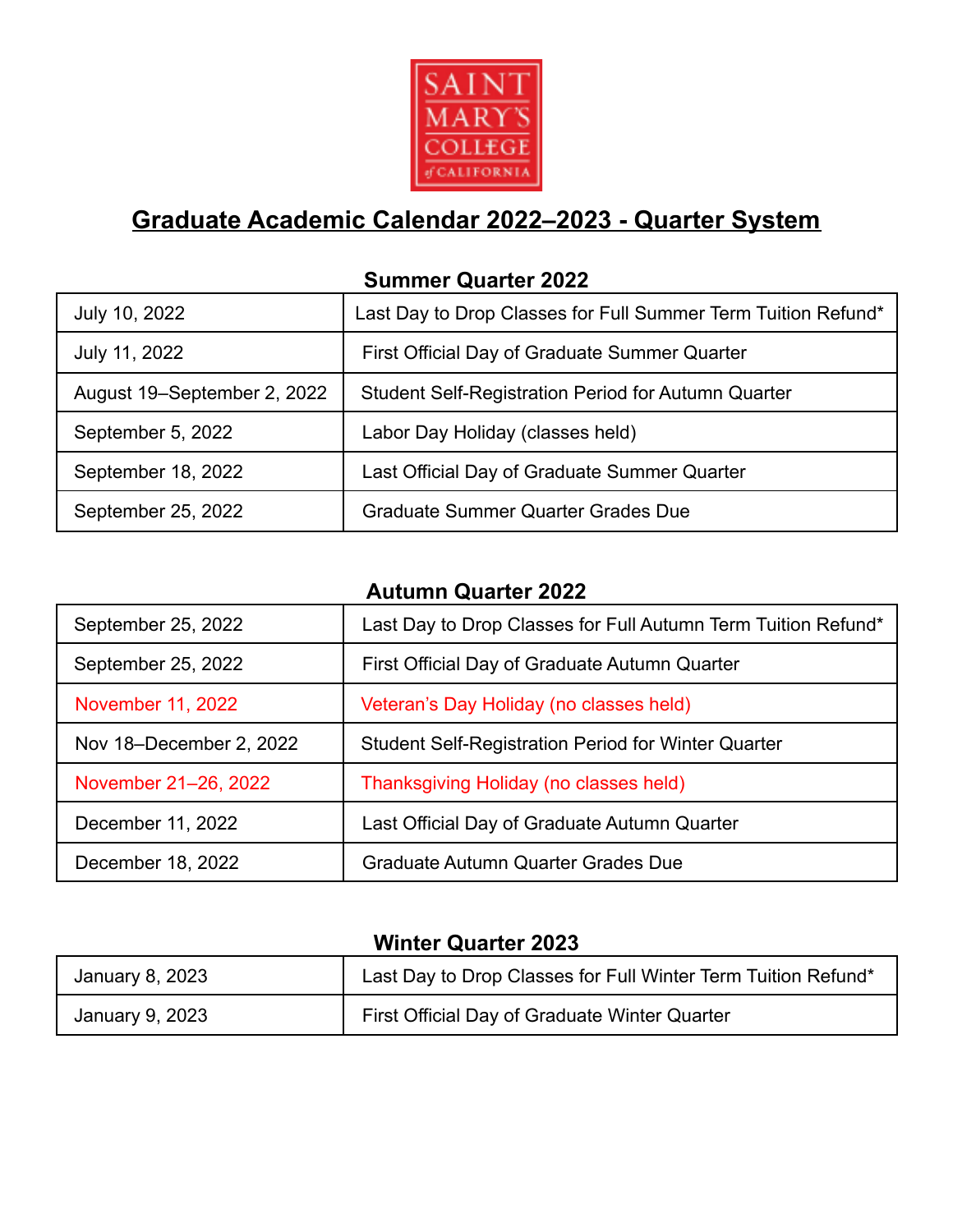# Graduate Academic Calendar 2022–2023 - Quarter System

## Summer Quarter 2022

| | |
|---|---|
| July 10, 2022 | Last Day to Drop Classes for Full Summer Term Tuition Refund* |
| July 11, 2022 | First Official Day of Graduate Summer Quarter |
| August 19–September 2, 2022 | Student Self-Registration Period for Autumn Quarter |
| September 5, 2022 | Labor Day Holiday (classes held) |
| September 18, 2022 | Last Official Day of Graduate Summer Quarter |
| September 25, 2022 | Graduate Summer Quarter Grades Due |

## Autumn Quarter 2022

| | |
|---|---|
| September 25, 2022 | Last Day to Drop Classes for Full Autumn Term Tuition Refund* |
| September 25, 2022 | First Official Day of Graduate Autumn Quarter |
| November 11, 2022 | Veteran's Day Holiday (no classes held) |
| Nov 18–December 2, 2022 | Student Self-Registration Period for Winter Quarter |
| November 21–26, 2022 | Thanksgiving Holiday (no classes held) |
| December 11, 2022 | Last Official Day of Graduate Autumn Quarter |
| December 18, 2022 | Graduate Autumn Quarter Grades Due |

## Winter Quarter 2023

| | |
|---|---|
| January 8, 2023 | Last Day to Drop Classes for Full Winter Term Tuition Refund* |
| January 9, 2023 | First Official Day of Graduate Winter Quarter |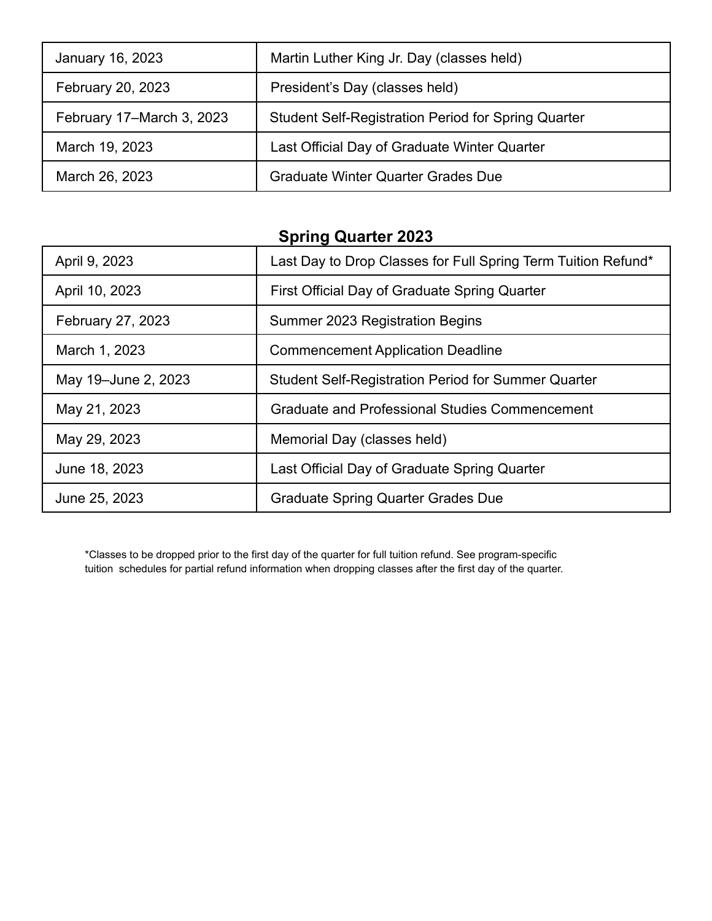| | |
|---|---|
| January 16, 2023 | Martin Luther King Jr. Day (classes held) |
| February 20, 2023 | President’s Day (classes held) |
| February 17–March 3, 2023 | Student Self-Registration Period for Spring Quarter |
| March 19, 2023 | Last Official Day of Graduate Winter Quarter |
| March 26, 2023 | Graduate Winter Quarter Grades Due |

## Spring Quarter 2023

| | |
|---|---|
| April 9, 2023 | Last Day to Drop Classes for Full Spring Term Tuition Refund* |
| April 10, 2023 | First Official Day of Graduate Spring Quarter |
| February 27, 2023 | Summer 2023 Registration Begins |
| March 1, 2023 | Commencement Application Deadline |
| May 19–June 2, 2023 | Student Self-Registration Period for Summer Quarter |
| May 21, 2023 | Graduate and Professional Studies Commencement |
| May 29, 2023 | Memorial Day (classes held) |
| June 18, 2023 | Last Official Day of Graduate Spring Quarter |
| June 25, 2023 | Graduate Spring Quarter Grades Due |

*Classes to be dropped prior to the first day of the quarter for full tuition refund. See program-specific tuition schedules for partial refund information when dropping classes after the first day of the quarter.